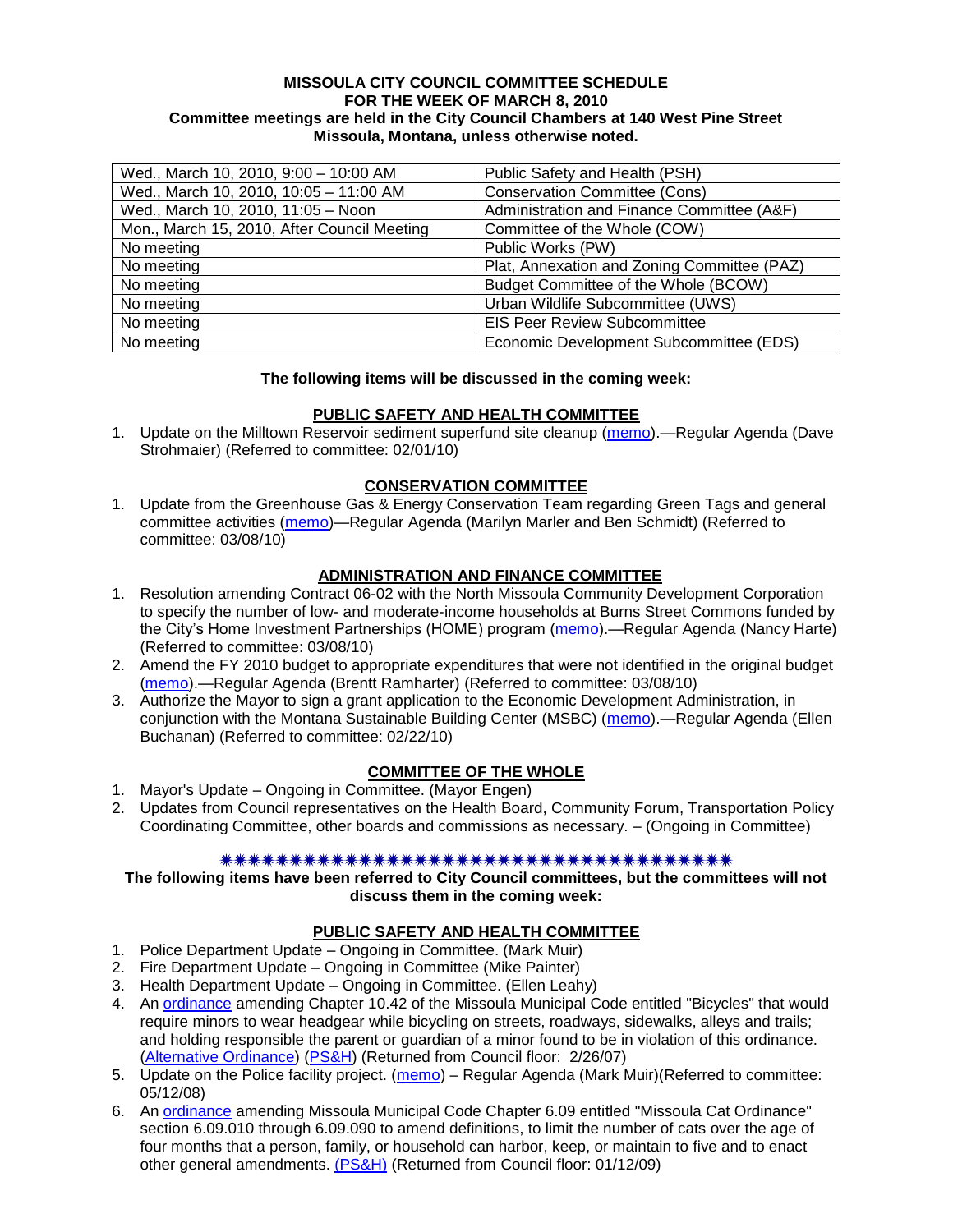**MISSOULA CITY COUNCIL COMMITTEE SCHEDULE**
**FOR THE WEEK OF MARCH 8, 2010**
**Committee meetings are held in the City Council Chambers at 140 West Pine Street**
**Missoula, Montana, unless otherwise noted.**

| | |
|---|---|
| Wed., March 10, 2010, 9:00 – 10:00 AM | Public Safety and Health (PSH) |
| Wed., March 10, 2010, 10:05 – 11:00 AM | Conservation Committee (Cons) |
| Wed., March 10, 2010, 11:05 – Noon | Administration and Finance Committee (A&F) |
| Mon., March 15, 2010, After Council Meeting | Committee of the Whole (COW) |
| No meeting | Public Works (PW) |
| No meeting | Plat, Annexation and Zoning Committee (PAZ) |
| No meeting | Budget Committee of the Whole (BCOW) |
| No meeting | Urban Wildlife Subcommittee (UWS) |
| No meeting | EIS Peer Review Subcommittee |
| No meeting | Economic Development Subcommittee (EDS) |

**The following items will be discussed in the coming week:**

## PUBLIC SAFETY AND HEALTH COMMITTEE

1. Update on the Milltown Reservoir sediment superfund site cleanup (memo).—Regular Agenda (Dave Strohmaier) (Referred to committee: 02/01/10)

## CONSERVATION COMMITTEE

1. Update from the Greenhouse Gas & Energy Conservation Team regarding Green Tags and general committee activities (memo)—Regular Agenda (Marilyn Marler and Ben Schmidt) (Referred to committee: 03/08/10)

## ADMINISTRATION AND FINANCE COMMITTEE

1. Resolution amending Contract 06-02 with the North Missoula Community Development Corporation to specify the number of low- and moderate-income households at Burns Street Commons funded by the City's Home Investment Partnerships (HOME) program (memo).—Regular Agenda (Nancy Harte) (Referred to committee: 03/08/10)
2. Amend the FY 2010 budget to appropriate expenditures that were not identified in the original budget (memo).—Regular Agenda (Brentt Ramharter) (Referred to committee: 03/08/10)
3. Authorize the Mayor to sign a grant application to the Economic Development Administration, in conjunction with the Montana Sustainable Building Center (MSBC) (memo).—Regular Agenda (Ellen Buchanan) (Referred to committee: 02/22/10)

## COMMITTEE OF THE WHOLE

1. Mayor's Update – Ongoing in Committee. (Mayor Engen)
2. Updates from Council representatives on the Health Board, Community Forum, Transportation Policy Coordinating Committee, other boards and commissions as necessary. – (Ongoing in Committee)

✷✷✷✷✷✷✷✷✷✷✷✷✷✷✷✷✷✷✷✷✷✷✷✷✷✷✷✷✷✷✷✷✷✷✷✷✷✷✷✷

**The following items have been referred to City Council committees, but the committees will not discuss them in the coming week:**

## PUBLIC SAFETY AND HEALTH COMMITTEE

1. Police Department Update – Ongoing in Committee. (Mark Muir)
2. Fire Department Update – Ongoing in Committee (Mike Painter)
3. Health Department Update – Ongoing in Committee. (Ellen Leahy)
4. An ordinance amending Chapter 10.42 of the Missoula Municipal Code entitled "Bicycles" that would require minors to wear headgear while bicycling on streets, roadways, sidewalks, alleys and trails; and holding responsible the parent or guardian of a minor found to be in violation of this ordinance. (Alternative Ordinance) (PS&H) (Returned from Council floor: 2/26/07)
5. Update on the Police facility project. (memo) – Regular Agenda (Mark Muir)(Referred to committee: 05/12/08)
6. An ordinance amending Missoula Municipal Code Chapter 6.09 entitled "Missoula Cat Ordinance" section 6.09.010 through 6.09.090 to amend definitions, to limit the number of cats over the age of four months that a person, family, or household can harbor, keep, or maintain to five and to enact other general amendments. (PS&H) (Returned from Council floor: 01/12/09)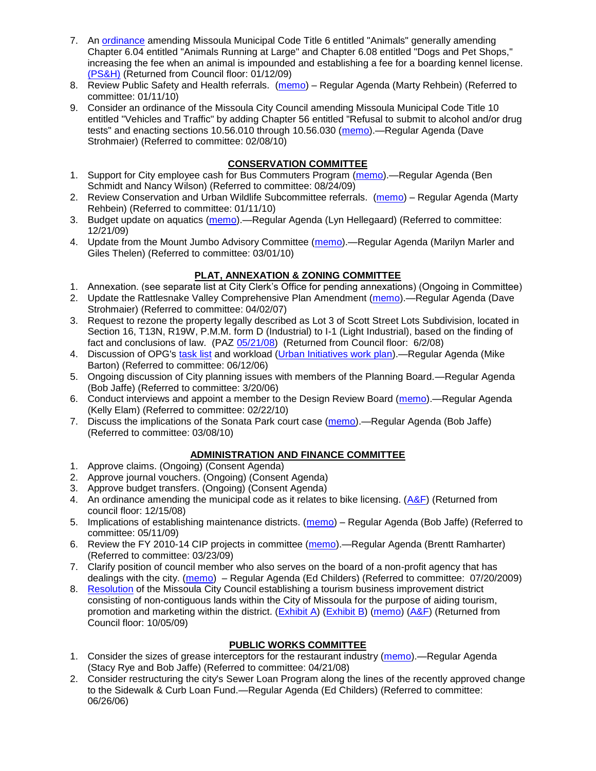7. An ordinance amending Missoula Municipal Code Title 6 entitled "Animals" generally amending Chapter 6.04 entitled "Animals Running at Large" and Chapter 6.08 entitled "Dogs and Pet Shops," increasing the fee when an animal is impounded and establishing a fee for a boarding kennel license. (PS&H) (Returned from Council floor: 01/12/09)
8. Review Public Safety and Health referrals. (memo) – Regular Agenda (Marty Rehbein) (Referred to committee: 01/11/10)
9. Consider an ordinance of the Missoula City Council amending Missoula Municipal Code Title 10 entitled "Vehicles and Traffic" by adding Chapter 56 entitled "Refusal to submit to alcohol and/or drug tests" and enacting sections 10.56.010 through 10.56.030 (memo).—Regular Agenda (Dave Strohmaier) (Referred to committee: 02/08/10)

## CONSERVATION COMMITTEE

1. Support for City employee cash for Bus Commuters Program (memo).—Regular Agenda (Ben Schmidt and Nancy Wilson) (Referred to committee: 08/24/09)
2. Review Conservation and Urban Wildlife Subcommittee referrals. (memo) – Regular Agenda (Marty Rehbein) (Referred to committee: 01/11/10)
3. Budget update on aquatics (memo).—Regular Agenda (Lyn Hellegaard) (Referred to committee: 12/21/09)
4. Update from the Mount Jumbo Advisory Committee (memo).—Regular Agenda (Marilyn Marler and Giles Thelen) (Referred to committee: 03/01/10)

## PLAT, ANNEXATION & ZONING COMMITTEE

1. Annexation. (see separate list at City Clerk's Office for pending annexations) (Ongoing in Committee)
2. Update the Rattlesnake Valley Comprehensive Plan Amendment (memo).—Regular Agenda (Dave Strohmaier) (Referred to committee: 04/02/07)
3. Request to rezone the property legally described as Lot 3 of Scott Street Lots Subdivision, located in Section 16, T13N, R19W, P.M.M. form D (Industrial) to I-1 (Light Industrial), based on the finding of fact and conclusions of law. (PAZ 05/21/08) (Returned from Council floor: 6/2/08)
4. Discussion of OPG's task list and workload (Urban Initiatives work plan).—Regular Agenda (Mike Barton) (Referred to committee: 06/12/06)
5. Ongoing discussion of City planning issues with members of the Planning Board.—Regular Agenda (Bob Jaffe) (Referred to committee: 3/20/06)
6. Conduct interviews and appoint a member to the Design Review Board (memo).—Regular Agenda (Kelly Elam) (Referred to committee: 02/22/10)
7. Discuss the implications of the Sonata Park court case (memo).—Regular Agenda (Bob Jaffe) (Referred to committee: 03/08/10)

## ADMINISTRATION AND FINANCE COMMITTEE

1. Approve claims. (Ongoing) (Consent Agenda)
2. Approve journal vouchers. (Ongoing) (Consent Agenda)
3. Approve budget transfers. (Ongoing) (Consent Agenda)
4. An ordinance amending the municipal code as it relates to bike licensing. (A&F) (Returned from council floor: 12/15/08)
5. Implications of establishing maintenance districts. (memo) – Regular Agenda (Bob Jaffe) (Referred to committee: 05/11/09)
6. Review the FY 2010-14 CIP projects in committee (memo).—Regular Agenda (Brentt Ramharter) (Referred to committee: 03/23/09)
7. Clarify position of council member who also serves on the board of a non-profit agency that has dealings with the city. (memo) – Regular Agenda (Ed Childers) (Referred to committee: 07/20/2009)
8. Resolution of the Missoula City Council establishing a tourism business improvement district consisting of non-contiguous lands within the City of Missoula for the purpose of aiding tourism, promotion and marketing within the district. (Exhibit A) (Exhibit B) (memo) (A&F) (Returned from Council floor: 10/05/09)

## PUBLIC WORKS COMMITTEE

1. Consider the sizes of grease interceptors for the restaurant industry (memo).—Regular Agenda (Stacy Rye and Bob Jaffe) (Referred to committee: 04/21/08)
2. Consider restructuring the city's Sewer Loan Program along the lines of the recently approved change to the Sidewalk & Curb Loan Fund.—Regular Agenda (Ed Childers) (Referred to committee: 06/26/06)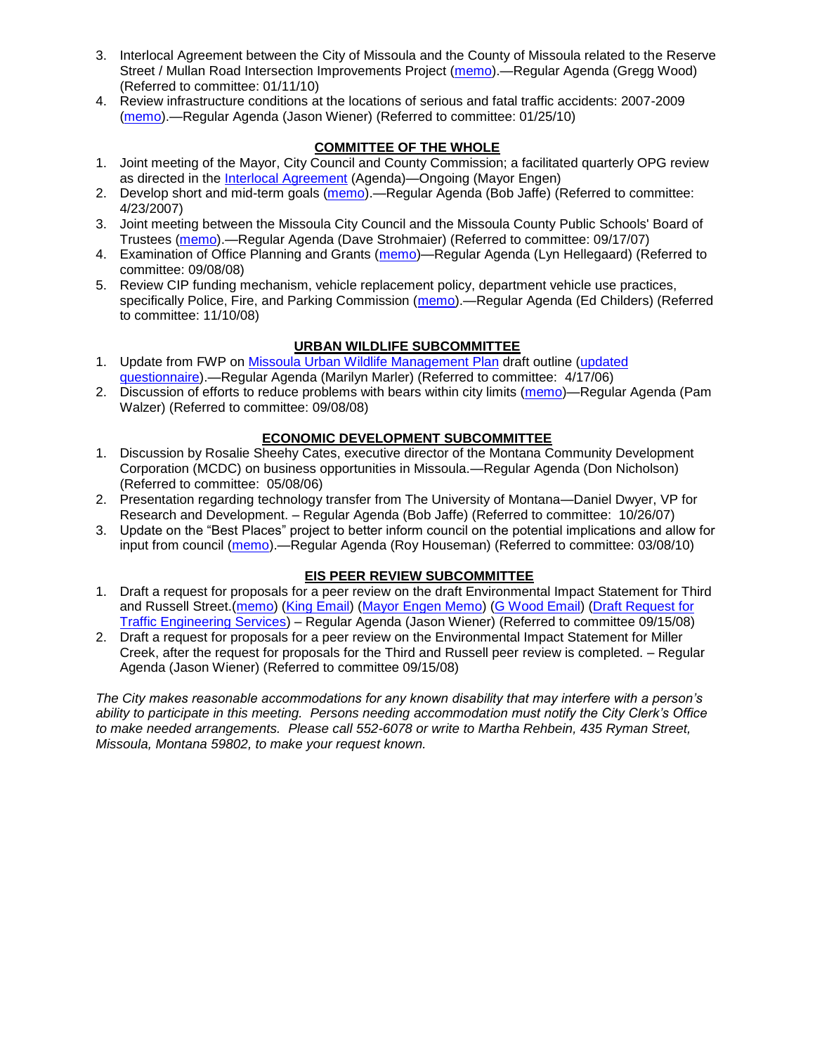3. Interlocal Agreement between the City of Missoula and the County of Missoula related to the Reserve Street / Mullan Road Intersection Improvements Project (memo).—Regular Agenda (Gregg Wood) (Referred to committee: 01/11/10)
4. Review infrastructure conditions at the locations of serious and fatal traffic accidents: 2007-2009 (memo).—Regular Agenda (Jason Wiener) (Referred to committee: 01/25/10)

**COMMITTEE OF THE WHOLE**

1. Joint meeting of the Mayor, City Council and County Commission; a facilitated quarterly OPG review as directed in the Interlocal Agreement (Agenda)—Ongoing (Mayor Engen)
2. Develop short and mid-term goals (memo).—Regular Agenda (Bob Jaffe) (Referred to committee: 4/23/2007)
3. Joint meeting between the Missoula City Council and the Missoula County Public Schools' Board of Trustees (memo).—Regular Agenda (Dave Strohmaier) (Referred to committee: 09/17/07)
4. Examination of Office Planning and Grants (memo)—Regular Agenda (Lyn Hellegaard) (Referred to committee: 09/08/08)
5. Review CIP funding mechanism, vehicle replacement policy, department vehicle use practices, specifically Police, Fire, and Parking Commission (memo).—Regular Agenda (Ed Childers) (Referred to committee: 11/10/08)

**URBAN WILDLIFE SUBCOMMITTEE**

1. Update from FWP on Missoula Urban Wildlife Management Plan draft outline (updated questionnaire).—Regular Agenda (Marilyn Marler) (Referred to committee: 4/17/06)
2. Discussion of efforts to reduce problems with bears within city limits (memo)—Regular Agenda (Pam Walzer) (Referred to committee: 09/08/08)

**ECONOMIC DEVELOPMENT SUBCOMMITTEE**

1. Discussion by Rosalie Sheehy Cates, executive director of the Montana Community Development Corporation (MCDC) on business opportunities in Missoula.—Regular Agenda (Don Nicholson) (Referred to committee: 05/08/06)
2. Presentation regarding technology transfer from The University of Montana—Daniel Dwyer, VP for Research and Development. – Regular Agenda (Bob Jaffe) (Referred to committee: 10/26/07)
3. Update on the "Best Places" project to better inform council on the potential implications and allow for input from council (memo).—Regular Agenda (Roy Houseman) (Referred to committee: 03/08/10)

**EIS PEER REVIEW SUBCOMMITTEE**

1. Draft a request for proposals for a peer review on the draft Environmental Impact Statement for Third and Russell Street.(memo) (King Email) (Mayor Engen Memo) (G Wood Email) (Draft Request for Traffic Engineering Services) – Regular Agenda (Jason Wiener) (Referred to committee 09/15/08)
2. Draft a request for proposals for a peer review on the Environmental Impact Statement for Miller Creek, after the request for proposals for the Third and Russell peer review is completed. – Regular Agenda (Jason Wiener) (Referred to committee 09/15/08)

*The City makes reasonable accommodations for any known disability that may interfere with a person's ability to participate in this meeting. Persons needing accommodation must notify the City Clerk's Office to make needed arrangements. Please call 552-6078 or write to Martha Rehbein, 435 Ryman Street, Missoula, Montana 59802, to make your request known.*